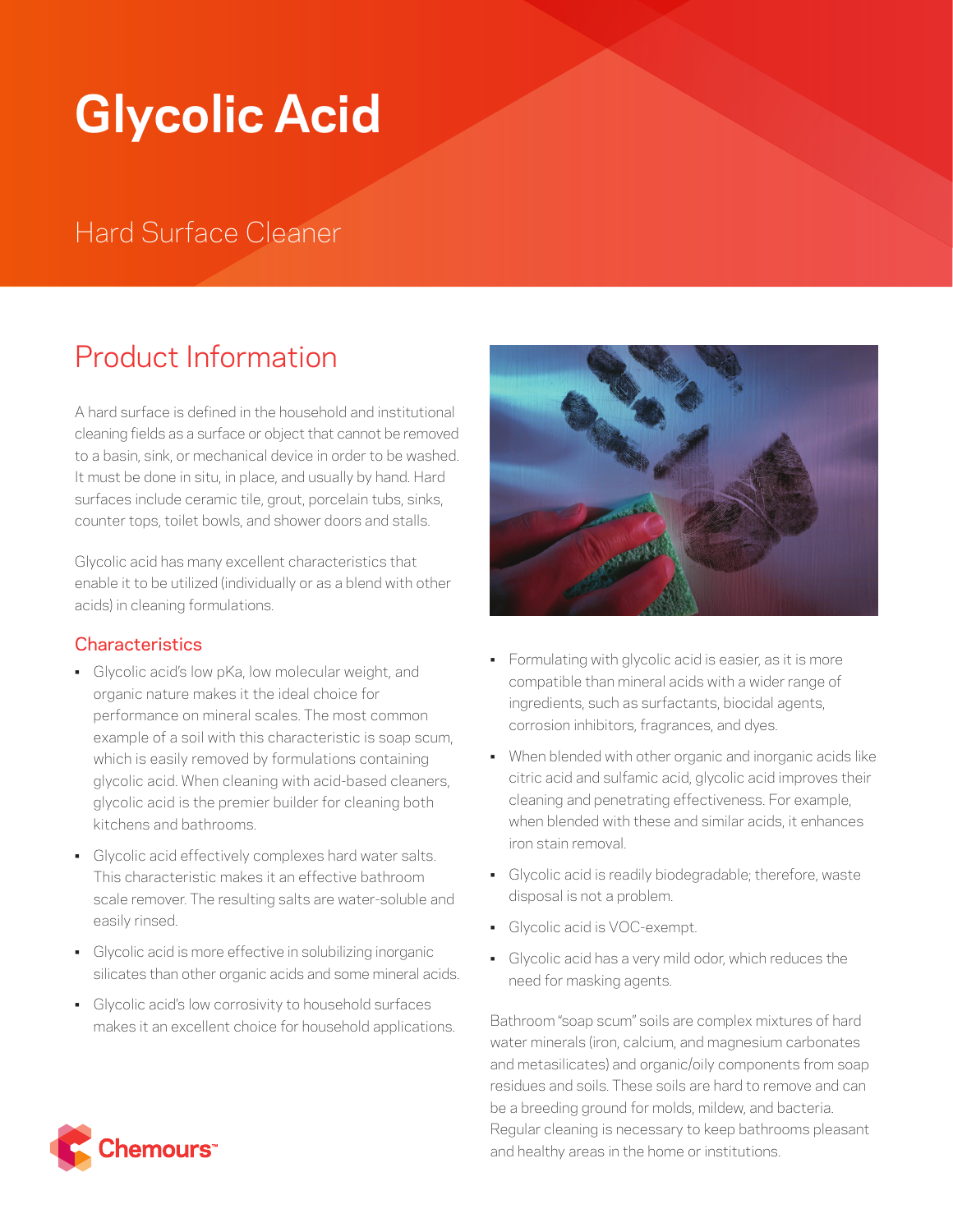# Glycolic Acid

## Hard Surface Cleaner

## Product Information

A hard surface is defined in the household and institutional cleaning fields as a surface or object that cannot be removed to a basin, sink, or mechanical device in order to be washed. It must be done in situ, in place, and usually by hand. Hard surfaces include ceramic tile, grout, porcelain tubs, sinks, counter tops, toilet bowls, and shower doors and stalls.

Glycolic acid has many excellent characteristics that enable it to be utilized (individually or as a blend with other acids) in cleaning formulations.

### Characteristics

- Glycolic acid's low pKa, low molecular weight, and organic nature makes it the ideal choice for performance on mineral scales. The most common example of a soil with this characteristic is soap scum, which is easily removed by formulations containing glycolic acid. When cleaning with acid-based cleaners, glycolic acid is the premier builder for cleaning both kitchens and bathrooms.
- Glycolic acid effectively complexes hard water salts. This characteristic makes it an effective bathroom scale remover. The resulting salts are water-soluble and easily rinsed.
- Glycolic acid is more effective in solubilizing inorganic silicates than other organic acids and some mineral acids.
- Glycolic acid's low corrosivity to household surfaces makes it an excellent choice for household applications.
- Formulating with glycolic acid is easier, as it is more compatible than mineral acids with a wider range of ingredients, such as surfactants, biocidal agents, corrosion inhibitors, fragrances, and dyes.
- When blended with other organic and inorganic acids like citric acid and sulfamic acid, glycolic acid improves their cleaning and penetrating effectiveness. For example, when blended with these and similar acids, it enhances iron stain removal.
- Glycolic acid is readily biodegradable; therefore, waste disposal is not a problem.
- Glycolic acid is VOC-exempt.
- Glycolic acid has a very mild odor, which reduces the need for masking agents.

Bathroom "soap scum" soils are complex mixtures of hard water minerals (iron, calcium, and magnesium carbonates and metasilicates) and organic/oily components from soap residues and soils. These soils are hard to remove and can be a breeding ground for molds, mildew, and bacteria. Regular cleaning is necessary to keep bathrooms pleasant and healthy areas in the home or institutions.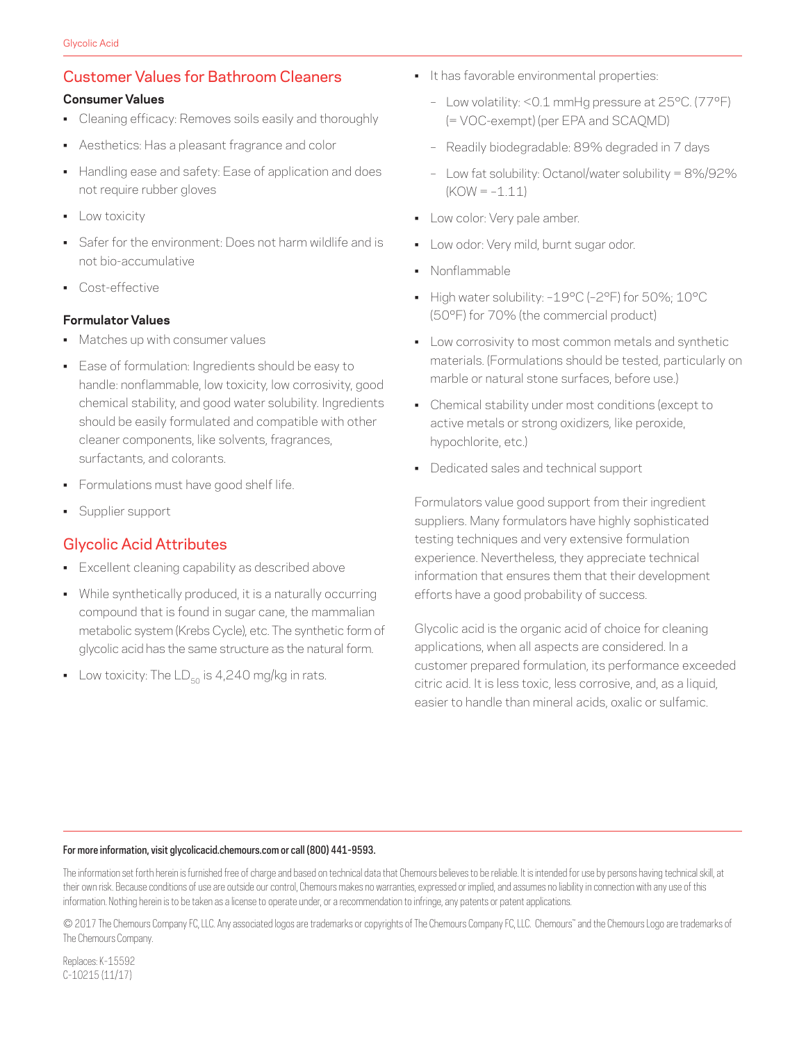## Customer Values for Bathroom Cleaners

### Consumer Values

- Cleaning efficacy: Removes soils easily and thoroughly
- Aesthetics: Has a pleasant fragrance and color
- Handling ease and safety: Ease of application and does not require rubber gloves
- Low toxicity
- Safer for the environment: Does not harm wildlife and is not bio-accumulative
- Cost-effective

### Formulator Values

- Matches up with consumer values
- Ease of formulation: Ingredients should be easy to handle: nonflammable, low toxicity, low corrosivity, good chemical stability, and good water solubility. Ingredients should be easily formulated and compatible with other cleaner components, like solvents, fragrances, surfactants, and colorants.
- Formulations must have good shelf life.
- Supplier support

## Glycolic Acid Attributes

- Excellent cleaning capability as described above
- While synthetically produced, it is a naturally occurring compound that is found in sugar cane, the mammalian metabolic system (Krebs Cycle), etc. The synthetic form of glycolic acid has the same structure as the natural form.
- Low toxicity: The $LD_{50}$ is 4,240 mg/kg in rats.
- It has favorable environmental properties:
  - Low volatility: <0.1 mmHg pressure at 25°C. (77°F) (= VOC-exempt) (per EPA and SCAQMD)
  - Readily biodegradable: 89% degraded in 7 days
  - Low fat solubility: Octanol/water solubility = 8%/92% (KOW = –1.11)
- Low color: Very pale amber.
- Low odor: Very mild, burnt sugar odor.
- Nonflammable
- High water solubility: –19°C (–2°F) for 50%; 10°C (50°F) for 70% (the commercial product)
- Low corrosivity to most common metals and synthetic materials. (Formulations should be tested, particularly on marble or natural stone surfaces, before use.)
- Chemical stability under most conditions (except to active metals or strong oxidizers, like peroxide, hypochlorite, etc.)
- Dedicated sales and technical support

Formulators value good support from their ingredient suppliers. Many formulators have highly sophisticated testing techniques and very extensive formulation experience. Nevertheless, they appreciate technical information that ensures them that their development efforts have a good probability of success.

Glycolic acid is the organic acid of choice for cleaning applications, when all aspects are considered. In a customer prepared formulation, its performance exceeded citric acid. It is less toxic, less corrosive, and, as a liquid, easier to handle than mineral acids, oxalic or sulfamic.

**For more information, visit glycolicacid.chemours.com or call (800) 441-9593.**

The information set forth herein is furnished free of charge and based on technical data that Chemours believes to be reliable. It is intended for use by persons having technical skill, at their own risk. Because conditions of use are outside our control, Chemours makes no warranties, expressed or implied, and assumes no liability in connection with any use of this information. Nothing herein is to be taken as a license to operate under, or a recommendation to infringe, any patents or patent applications.

© 2017 The Chemours Company FC, LLC. Any associated logos are trademarks or copyrights of The Chemours Company FC, LLC. Chemours™ and the Chemours Logo are trademarks of The Chemours Company.

Replaces: K-15592
C-10215 (11/17)